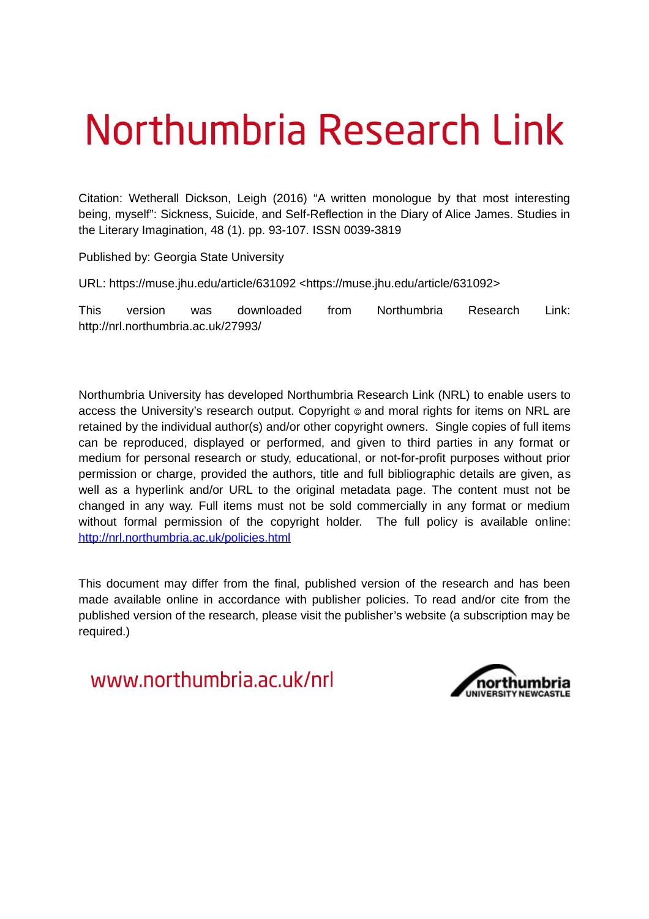# Northumbria Research Link

Citation: Wetherall Dickson, Leigh (2016) "A written monologue by that most interesting being, myself": Sickness, Suicide, and Self-Reflection in the Diary of Alice James. Studies in the Literary Imagination, 48 (1). pp. 93-107. ISSN 0039-3819

Published by: Georgia State University

URL: https://muse.jhu.edu/article/631092 <https://muse.jhu.edu/article/631092>

This version was downloaded from Northumbria Research Link: http://nrl.northumbria.ac.uk/27993/

Northumbria University has developed Northumbria Research Link (NRL) to enable users to access the University's research output. Copyright © and moral rights for items on NRL are retained by the individual author(s) and/or other copyright owners. Single copies of full items can be reproduced, displayed or performed, and given to third parties in any format or medium for personal research or study, educational, or not-for-profit purposes without prior permission or charge, provided the authors, title and full bibliographic details are given, as well as a hyperlink and/or URL to the original metadata page. The content must not be changed in any way. Full items must not be sold commercially in any format or medium without formal permission of the copyright holder. The full policy is available online: http://nrl.northumbria.ac.uk/policies.html

This document may differ from the final, published version of the research and has been made available online in accordance with publisher policies. To read and/or cite from the published version of the research, please visit the publisher's website (a subscription may be required.)

www.northumbria.ac.uk/nrl

northumbria
UNIVERSITY NEWCASTLE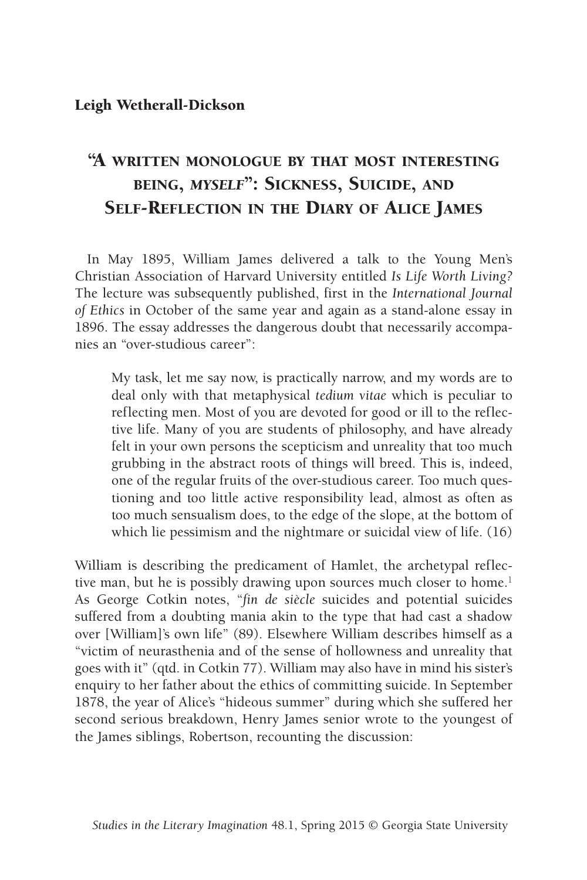Leigh Wetherall-Dickson

# "A WRITTEN MONOLOGUE BY THAT MOST INTERESTING BEING, *MYSELF*": SICKNESS, SUICIDE, AND SELF-REFLECTION IN THE DIARY OF ALICE JAMES

In May 1895, William James delivered a talk to the Young Men's Christian Association of Harvard University entitled *Is Life Worth Living?* The lecture was subsequently published, first in the *International Journal of Ethics* in October of the same year and again as a stand-alone essay in 1896. The essay addresses the dangerous doubt that necessarily accompanies an "over-studious career":

> My task, let me say now, is practically narrow, and my words are to deal only with that metaphysical *tedium vitae* which is peculiar to reflecting men. Most of you are devoted for good or ill to the reflective life. Many of you are students of philosophy, and have already felt in your own persons the scepticism and unreality that too much grubbing in the abstract roots of things will breed. This is, indeed, one of the regular fruits of the over-studious career. Too much questioning and too little active responsibility lead, almost as often as too much sensualism does, to the edge of the slope, at the bottom of which lie pessimism and the nightmare or suicidal view of life. (16)

William is describing the predicament of Hamlet, the archetypal reflective man, but he is possibly drawing upon sources much closer to home.[1] As George Cotkin notes, "*fin de siècle* suicides and potential suicides suffered from a doubting mania akin to the type that had cast a shadow over [William]'s own life" (89). Elsewhere William describes himself as a "victim of neurasthenia and of the sense of hollowness and unreality that goes with it" (qtd. in Cotkin 77). William may also have in mind his sister's enquiry to her father about the ethics of committing suicide. In September 1878, the year of Alice's "hideous summer" during which she suffered her second serious breakdown, Henry James senior wrote to the youngest of the James siblings, Robertson, recounting the discussion:

*Studies in the Literary Imagination* 48.1, Spring 2015 © Georgia State University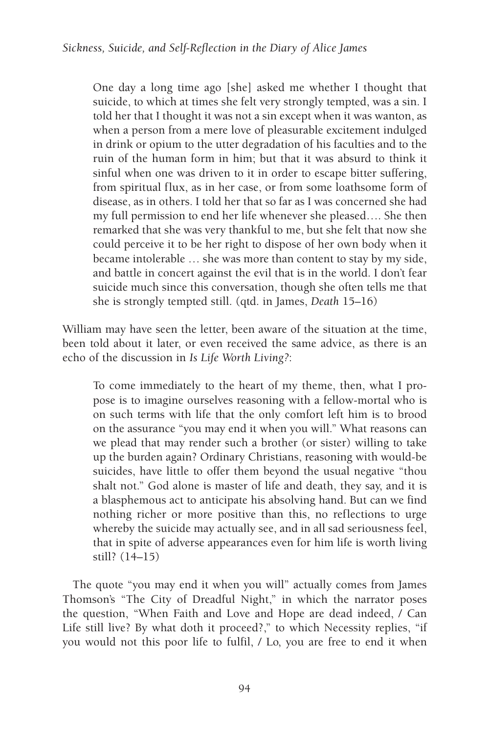> One day a long time ago [she] asked me whether I thought that suicide, to which at times she felt very strongly tempted, was a sin. I told her that I thought it was not a sin except when it was wanton, as when a person from a mere love of pleasurable excitement indulged in drink or opium to the utter degradation of his faculties and to the ruin of the human form in him; but that it was absurd to think it sinful when one was driven to it in order to escape bitter suffering, from spiritual flux, as in her case, or from some loathsome form of disease, as in others. I told her that so far as I was concerned she had my full permission to end her life whenever she pleased…. She then remarked that she was very thankful to me, but she felt that now she could perceive it to be her right to dispose of her own body when it became intolerable … she was more than content to stay by my side, and battle in concert against the evil that is in the world. I don't fear suicide much since this conversation, though she often tells me that she is strongly tempted still. (qtd. in James, *Death* 15–16)

William may have seen the letter, been aware of the situation at the time, been told about it later, or even received the same advice, as there is an echo of the discussion in *Is Life Worth Living?*:

> To come immediately to the heart of my theme, then, what I propose is to imagine ourselves reasoning with a fellow-mortal who is on such terms with life that the only comfort left him is to brood on the assurance "you may end it when you will." What reasons can we plead that may render such a brother (or sister) willing to take up the burden again? Ordinary Christians, reasoning with would-be suicides, have little to offer them beyond the usual negative "thou shalt not." God alone is master of life and death, they say, and it is a blasphemous act to anticipate his absolving hand. But can we find nothing richer or more positive than this, no reflections to urge whereby the suicide may actually see, and in all sad seriousness feel, that in spite of adverse appearances even for him life is worth living still? (14–15)

The quote "you may end it when you will" actually comes from James Thomson's "The City of Dreadful Night," in which the narrator poses the question, "When Faith and Love and Hope are dead indeed, / Can Life still live? By what doth it proceed?," to which Necessity replies, "if you would not this poor life to fulfil, / Lo, you are free to end it when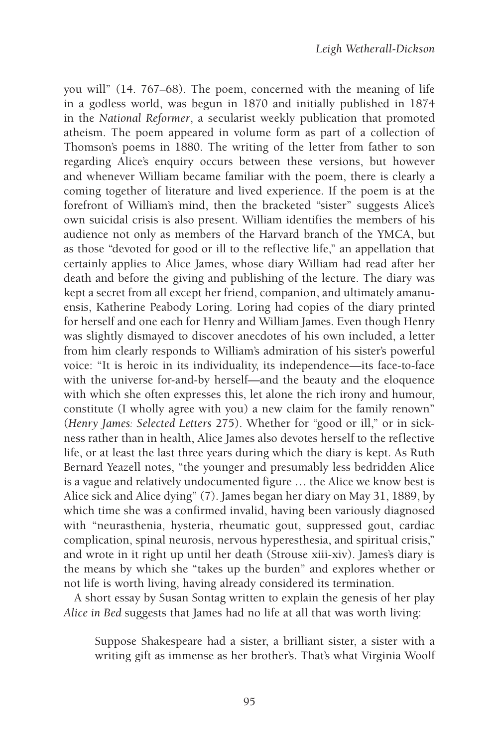you will" (14. 767–68). The poem, concerned with the meaning of life in a godless world, was begun in 1870 and initially published in 1874 in the *National Reformer*, a secularist weekly publication that promoted atheism. The poem appeared in volume form as part of a collection of Thomson's poems in 1880. The writing of the letter from father to son regarding Alice's enquiry occurs between these versions, but however and whenever William became familiar with the poem, there is clearly a coming together of literature and lived experience. If the poem is at the forefront of William's mind, then the bracketed "sister" suggests Alice's own suicidal crisis is also present. William identifies the members of his audience not only as members of the Harvard branch of the YMCA, but as those "devoted for good or ill to the reflective life," an appellation that certainly applies to Alice James, whose diary William had read after her death and before the giving and publishing of the lecture. The diary was kept a secret from all except her friend, companion, and ultimately amanuensis, Katherine Peabody Loring. Loring had copies of the diary printed for herself and one each for Henry and William James. Even though Henry was slightly dismayed to discover anecdotes of his own included, a letter from him clearly responds to William's admiration of his sister's powerful voice: "It is heroic in its individuality, its independence—its face-to-face with the universe for-and-by herself—and the beauty and the eloquence with which she often expresses this, let alone the rich irony and humour, constitute (I wholly agree with you) a new claim for the family renown" (*Henry James: Selected Letters* 275). Whether for "good or ill," or in sickness rather than in health, Alice James also devotes herself to the reflective life, or at least the last three years during which the diary is kept. As Ruth Bernard Yeazell notes, "the younger and presumably less bedridden Alice is a vague and relatively undocumented figure … the Alice we know best is Alice sick and Alice dying" (7). James began her diary on May 31, 1889, by which time she was a confirmed invalid, having been variously diagnosed with "neurasthenia, hysteria, rheumatic gout, suppressed gout, cardiac complication, spinal neurosis, nervous hyperesthesia, and spiritual crisis," and wrote in it right up until her death (Strouse xiii-xiv). James's diary is the means by which she "takes up the burden" and explores whether or not life is worth living, having already considered its termination.

A short essay by Susan Sontag written to explain the genesis of her play *Alice in Bed* suggests that James had no life at all that was worth living:

> Suppose Shakespeare had a sister, a brilliant sister, a sister with a writing gift as immense as her brother's. That's what Virginia Woolf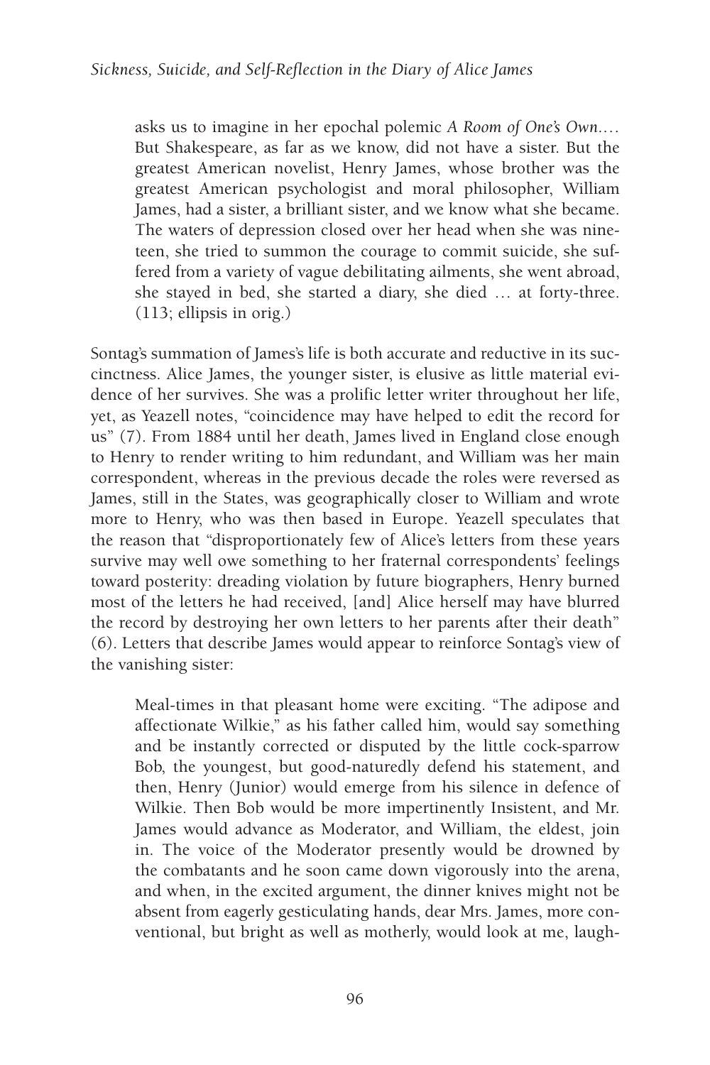asks us to imagine in her epochal polemic *A Room of One's Own*.… But Shakespeare, as far as we know, did not have a sister. But the greatest American novelist, Henry James, whose brother was the greatest American psychologist and moral philosopher, William James, had a sister, a brilliant sister, and we know what she became. The waters of depression closed over her head when she was nineteen, she tried to summon the courage to commit suicide, she suffered from a variety of vague debilitating ailments, she went abroad, she stayed in bed, she started a diary, she died … at forty-three. (113; ellipsis in orig.)

Sontag's summation of James's life is both accurate and reductive in its succinctness. Alice James, the younger sister, is elusive as little material evidence of her survives. She was a prolific letter writer throughout her life, yet, as Yeazell notes, "coincidence may have helped to edit the record for us" (7). From 1884 until her death, James lived in England close enough to Henry to render writing to him redundant, and William was her main correspondent, whereas in the previous decade the roles were reversed as James, still in the States, was geographically closer to William and wrote more to Henry, who was then based in Europe. Yeazell speculates that the reason that "disproportionately few of Alice's letters from these years survive may well owe something to her fraternal correspondents' feelings toward posterity: dreading violation by future biographers, Henry burned most of the letters he had received, [and] Alice herself may have blurred the record by destroying her own letters to her parents after their death" (6). Letters that describe James would appear to reinforce Sontag's view of the vanishing sister:

> Meal-times in that pleasant home were exciting. "The adipose and affectionate Wilkie," as his father called him, would say something and be instantly corrected or disputed by the little cock-sparrow Bob, the youngest, but good-naturedly defend his statement, and then, Henry (Junior) would emerge from his silence in defence of Wilkie. Then Bob would be more impertinently Insistent, and Mr. James would advance as Moderator, and William, the eldest, join in. The voice of the Moderator presently would be drowned by the combatants and he soon came down vigorously into the arena, and when, in the excited argument, the dinner knives might not be absent from eagerly gesticulating hands, dear Mrs. James, more conventional, but bright as well as motherly, would look at me, laugh-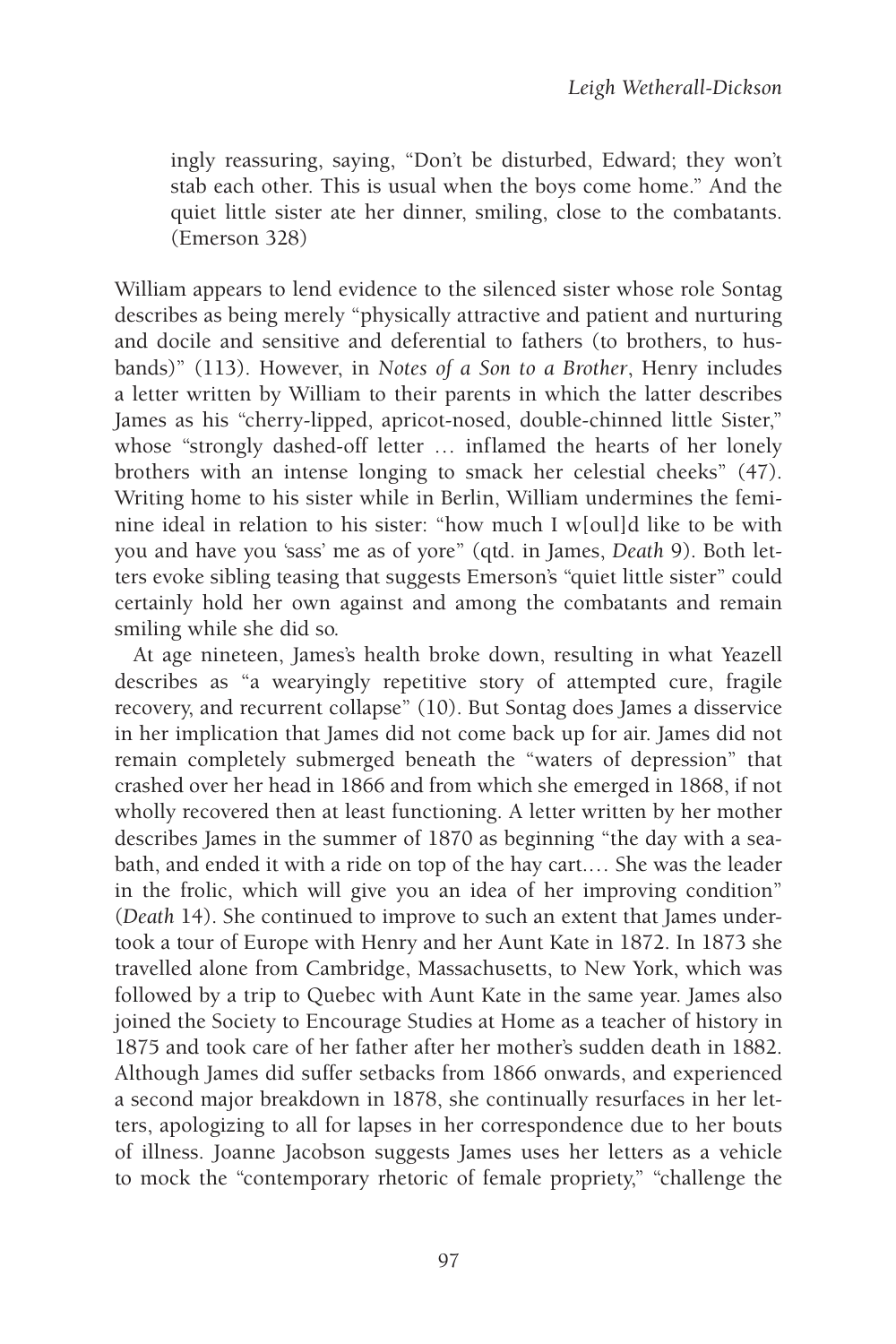> ingly reassuring, saying, "Don't be disturbed, Edward; they won't stab each other. This is usual when the boys come home." And the quiet little sister ate her dinner, smiling, close to the combatants. (Emerson 328)

William appears to lend evidence to the silenced sister whose role Sontag describes as being merely "physically attractive and patient and nurturing and docile and sensitive and deferential to fathers (to brothers, to husbands)" (113). However, in *Notes of a Son to a Brother*, Henry includes a letter written by William to their parents in which the latter describes James as his "cherry-lipped, apricot-nosed, double-chinned little Sister," whose "strongly dashed-off letter … inflamed the hearts of her lonely brothers with an intense longing to smack her celestial cheeks" (47). Writing home to his sister while in Berlin, William undermines the feminine ideal in relation to his sister: "how much I w[oul]d like to be with you and have you 'sass' me as of yore" (qtd. in James, *Death* 9). Both letters evoke sibling teasing that suggests Emerson's "quiet little sister" could certainly hold her own against and among the combatants and remain smiling while she did so.

At age nineteen, James's health broke down, resulting in what Yeazell describes as "a wearyingly repetitive story of attempted cure, fragile recovery, and recurrent collapse" (10). But Sontag does James a disservice in her implication that James did not come back up for air. James did not remain completely submerged beneath the "waters of depression" that crashed over her head in 1866 and from which she emerged in 1868, if not wholly recovered then at least functioning. A letter written by her mother describes James in the summer of 1870 as beginning "the day with a sea-bath, and ended it with a ride on top of the hay cart.… She was the leader in the frolic, which will give you an idea of her improving condition" (*Death* 14). She continued to improve to such an extent that James undertook a tour of Europe with Henry and her Aunt Kate in 1872. In 1873 she travelled alone from Cambridge, Massachusetts, to New York, which was followed by a trip to Quebec with Aunt Kate in the same year. James also joined the Society to Encourage Studies at Home as a teacher of history in 1875 and took care of her father after her mother's sudden death in 1882. Although James did suffer setbacks from 1866 onwards, and experienced a second major breakdown in 1878, she continually resurfaces in her letters, apologizing to all for lapses in her correspondence due to her bouts of illness. Joanne Jacobson suggests James uses her letters as a vehicle to mock the "contemporary rhetoric of female propriety," "challenge the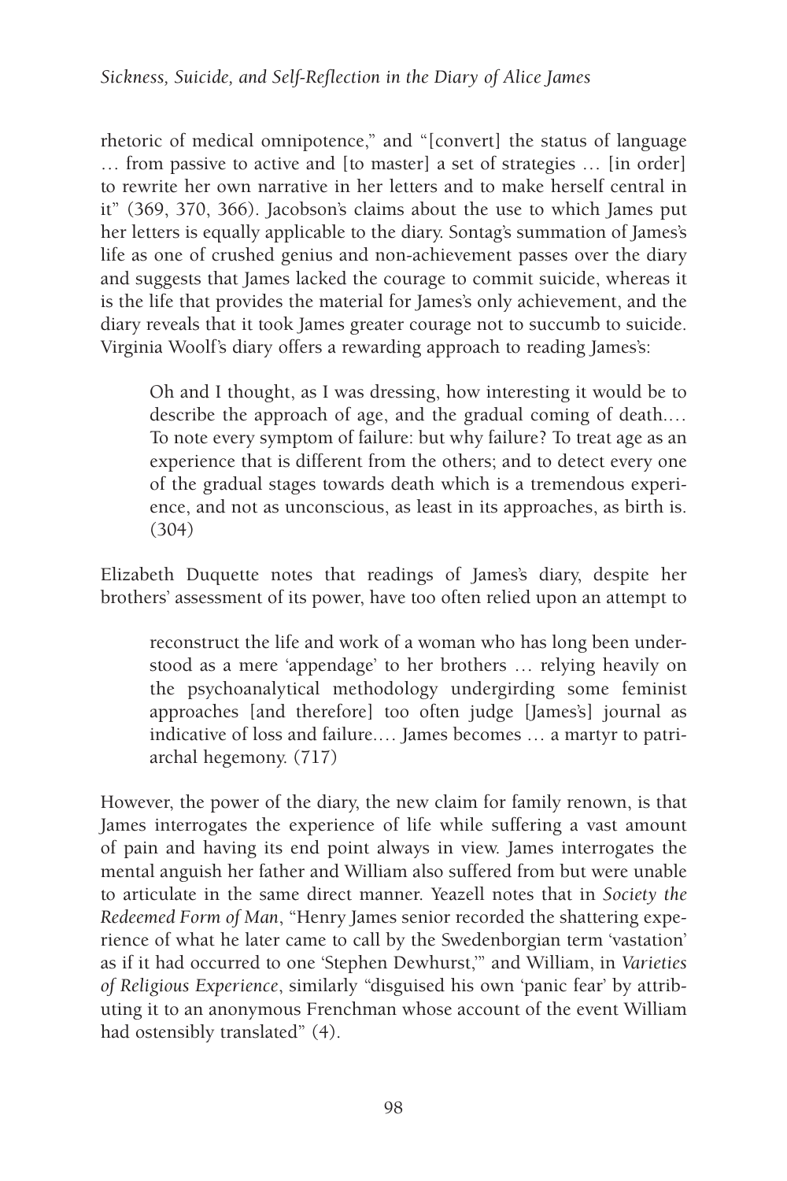rhetoric of medical omnipotence," and "[convert] the status of language … from passive to active and [to master] a set of strategies … [in order] to rewrite her own narrative in her letters and to make herself central in it" (369, 370, 366). Jacobson's claims about the use to which James put her letters is equally applicable to the diary. Sontag's summation of James's life as one of crushed genius and non-achievement passes over the diary and suggests that James lacked the courage to commit suicide, whereas it is the life that provides the material for James's only achievement, and the diary reveals that it took James greater courage not to succumb to suicide. Virginia Woolf's diary offers a rewarding approach to reading James's:

> Oh and I thought, as I was dressing, how interesting it would be to describe the approach of age, and the gradual coming of death.… To note every symptom of failure: but why failure? To treat age as an experience that is different from the others; and to detect every one of the gradual stages towards death which is a tremendous experience, and not as unconscious, as least in its approaches, as birth is. (304)

Elizabeth Duquette notes that readings of James's diary, despite her brothers' assessment of its power, have too often relied upon an attempt to

> reconstruct the life and work of a woman who has long been understood as a mere 'appendage' to her brothers … relying heavily on the psychoanalytical methodology undergirding some feminist approaches [and therefore] too often judge [James's] journal as indicative of loss and failure.… James becomes … a martyr to patriarchal hegemony. (717)

However, the power of the diary, the new claim for family renown, is that James interrogates the experience of life while suffering a vast amount of pain and having its end point always in view. James interrogates the mental anguish her father and William also suffered from but were unable to articulate in the same direct manner. Yeazell notes that in *Society the Redeemed Form of Man*, "Henry James senior recorded the shattering experience of what he later came to call by the Swedenborgian term 'vastation' as if it had occurred to one 'Stephen Dewhurst,'" and William, in *Varieties of Religious Experience*, similarly "disguised his own 'panic fear' by attributing it to an anonymous Frenchman whose account of the event William had ostensibly translated" (4).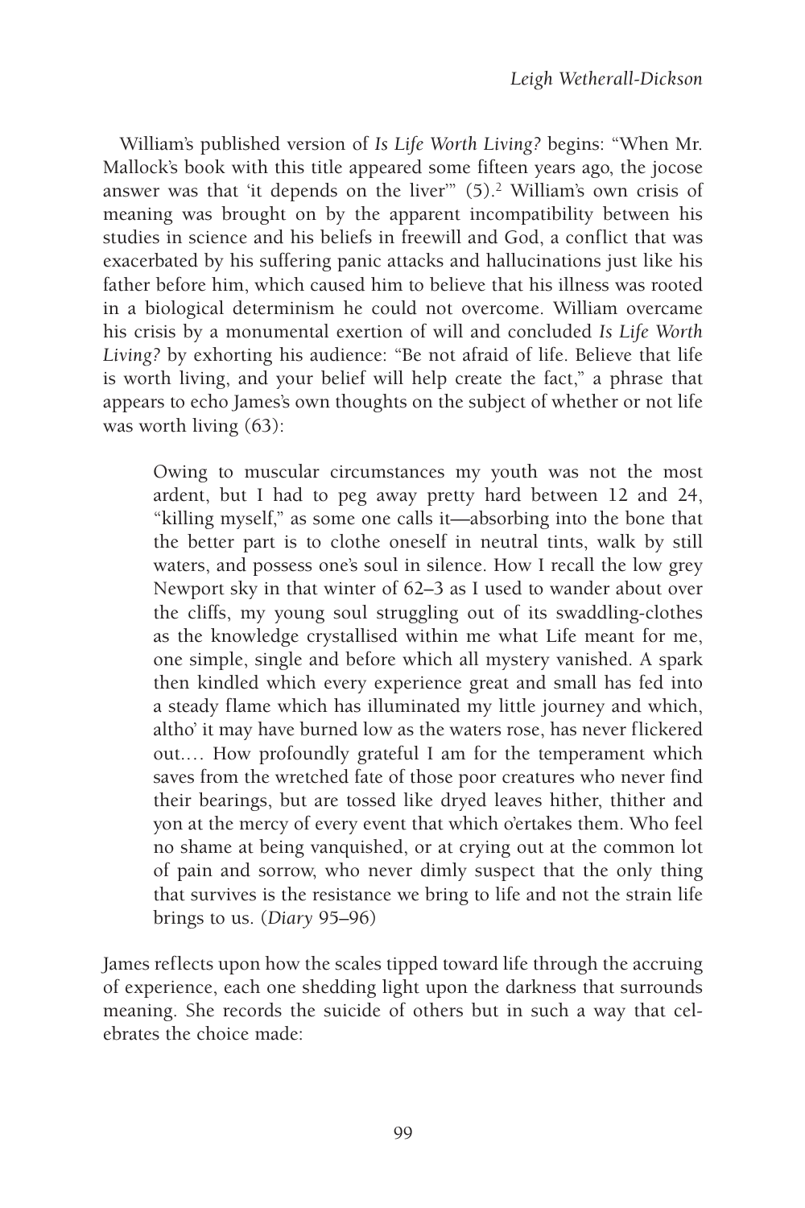William's published version of *Is Life Worth Living?* begins: "When Mr. Mallock's book with this title appeared some fifteen years ago, the jocose answer was that 'it depends on the liver'" (5).[2] William's own crisis of meaning was brought on by the apparent incompatibility between his studies in science and his beliefs in freewill and God, a conflict that was exacerbated by his suffering panic attacks and hallucinations just like his father before him, which caused him to believe that his illness was rooted in a biological determinism he could not overcome. William overcame his crisis by a monumental exertion of will and concluded *Is Life Worth Living?* by exhorting his audience: "Be not afraid of life. Believe that life is worth living, and your belief will help create the fact," a phrase that appears to echo James's own thoughts on the subject of whether or not life was worth living (63):

> Owing to muscular circumstances my youth was not the most ardent, but I had to peg away pretty hard between 12 and 24, "killing myself," as some one calls it—absorbing into the bone that the better part is to clothe oneself in neutral tints, walk by still waters, and possess one's soul in silence. How I recall the low grey Newport sky in that winter of 62–3 as I used to wander about over the cliffs, my young soul struggling out of its swaddling-clothes as the knowledge crystallised within me what Life meant for me, one simple, single and before which all mystery vanished. A spark then kindled which every experience great and small has fed into a steady flame which has illuminated my little journey and which, altho' it may have burned low as the waters rose, has never flickered out.… How profoundly grateful I am for the temperament which saves from the wretched fate of those poor creatures who never find their bearings, but are tossed like dryed leaves hither, thither and yon at the mercy of every event that which o'ertakes them. Who feel no shame at being vanquished, or at crying out at the common lot of pain and sorrow, who never dimly suspect that the only thing that survives is the resistance we bring to life and not the strain life brings to us. (*Diary* 95–96)

James reflects upon how the scales tipped toward life through the accruing of experience, each one shedding light upon the darkness that surrounds meaning. She records the suicide of others but in such a way that celebrates the choice made: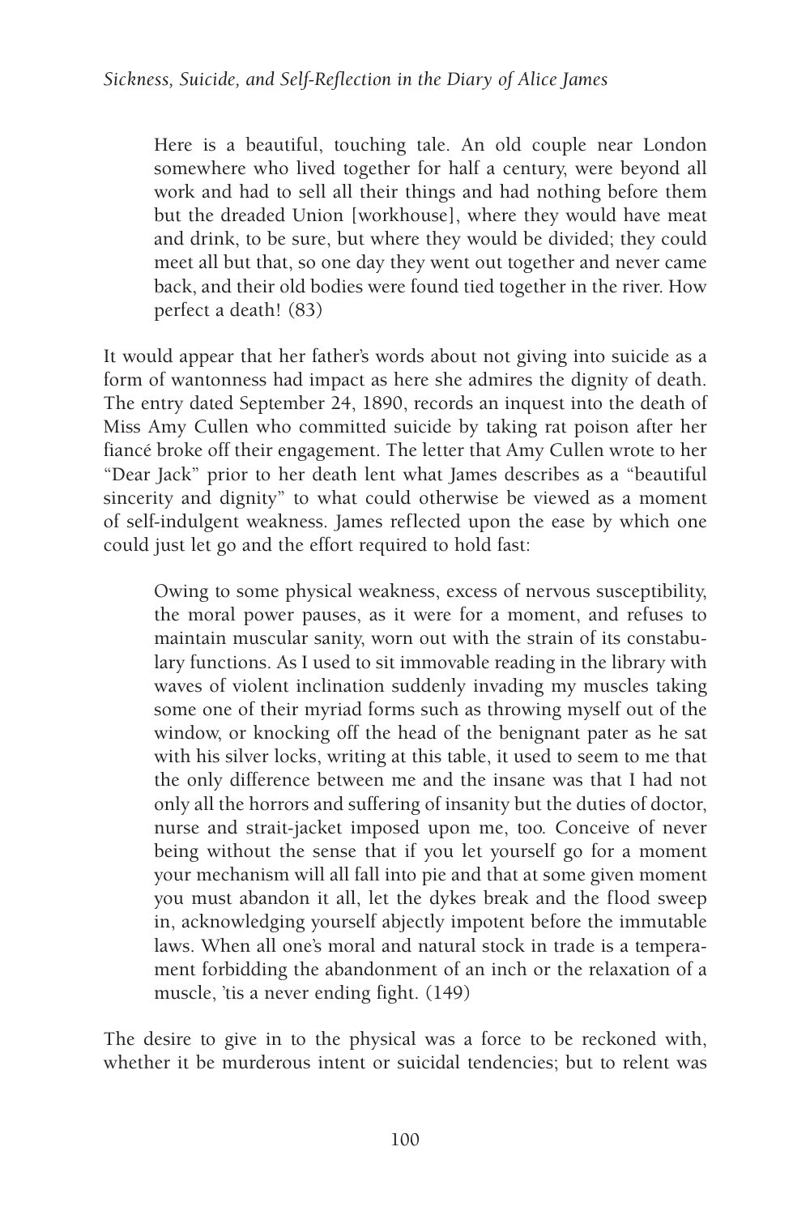> Here is a beautiful, touching tale. An old couple near London somewhere who lived together for half a century, were beyond all work and had to sell all their things and had nothing before them but the dreaded Union [workhouse], where they would have meat and drink, to be sure, but where they would be divided; they could meet all but that, so one day they went out together and never came back, and their old bodies were found tied together in the river. How perfect a death! (83)

It would appear that her father's words about not giving into suicide as a form of wantonness had impact as here she admires the dignity of death. The entry dated September 24, 1890, records an inquest into the death of Miss Amy Cullen who committed suicide by taking rat poison after her fiancé broke off their engagement. The letter that Amy Cullen wrote to her "Dear Jack" prior to her death lent what James describes as a "beautiful sincerity and dignity" to what could otherwise be viewed as a moment of self-indulgent weakness. James reflected upon the ease by which one could just let go and the effort required to hold fast:

> Owing to some physical weakness, excess of nervous susceptibility, the moral power pauses, as it were for a moment, and refuses to maintain muscular sanity, worn out with the strain of its constabulary functions. As I used to sit immovable reading in the library with waves of violent inclination suddenly invading my muscles taking some one of their myriad forms such as throwing myself out of the window, or knocking off the head of the benignant pater as he sat with his silver locks, writing at this table, it used to seem to me that the only difference between me and the insane was that I had not only all the horrors and suffering of insanity but the duties of doctor, nurse and strait-jacket imposed upon me, too. Conceive of never being without the sense that if you let yourself go for a moment your mechanism will all fall into pie and that at some given moment you must abandon it all, let the dykes break and the flood sweep in, acknowledging yourself abjectly impotent before the immutable laws. When all one's moral and natural stock in trade is a temperament forbidding the abandonment of an inch or the relaxation of a muscle, 'tis a never ending fight. (149)

The desire to give in to the physical was a force to be reckoned with, whether it be murderous intent or suicidal tendencies; but to relent was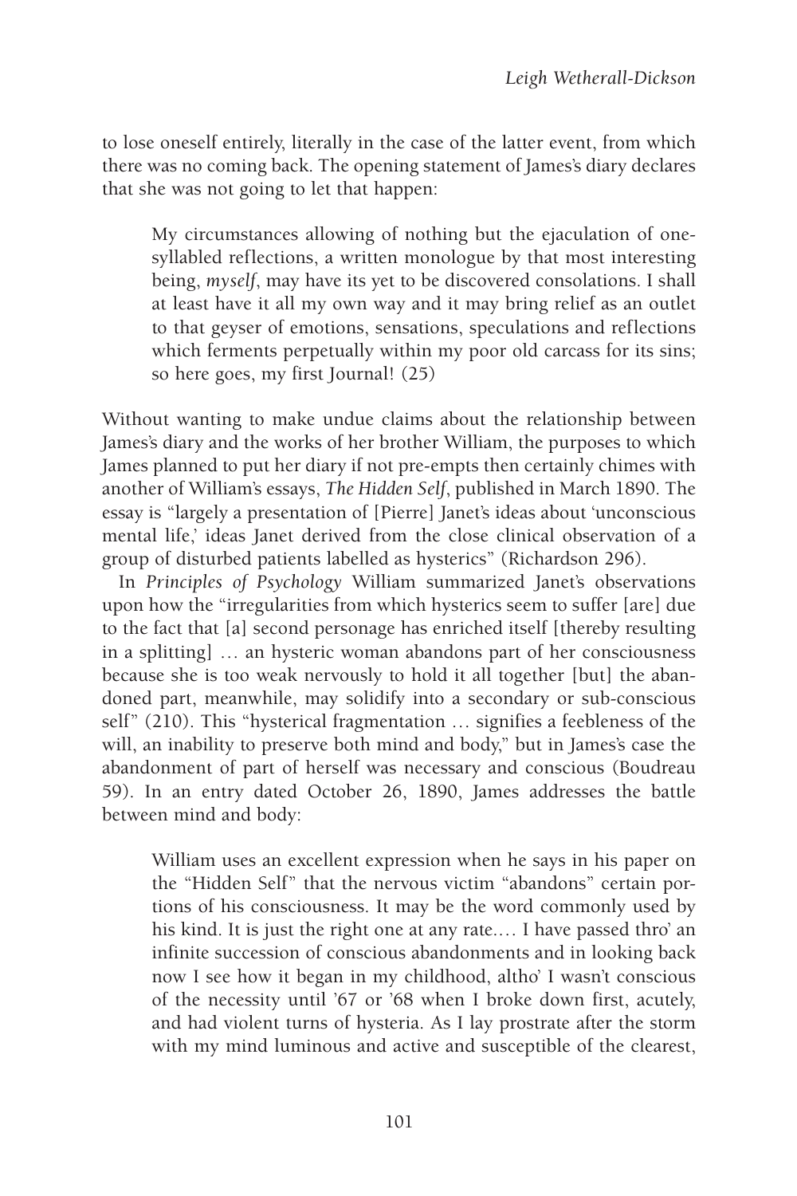to lose oneself entirely, literally in the case of the latter event, from which there was no coming back. The opening statement of James's diary declares that she was not going to let that happen:

> My circumstances allowing of nothing but the ejaculation of one-syllabled reflections, a written monologue by that most interesting being, *myself*, may have its yet to be discovered consolations. I shall at least have it all my own way and it may bring relief as an outlet to that geyser of emotions, sensations, speculations and reflections which ferments perpetually within my poor old carcass for its sins; so here goes, my first Journal! (25)

Without wanting to make undue claims about the relationship between James's diary and the works of her brother William, the purposes to which James planned to put her diary if not pre-empts then certainly chimes with another of William's essays, *The Hidden Self*, published in March 1890. The essay is "largely a presentation of [Pierre] Janet's ideas about 'unconscious mental life,' ideas Janet derived from the close clinical observation of a group of disturbed patients labelled as hysterics" (Richardson 296).

In *Principles of Psychology* William summarized Janet's observations upon how the "irregularities from which hysterics seem to suffer [are] due to the fact that [a] second personage has enriched itself [thereby resulting in a splitting] … an hysteric woman abandons part of her consciousness because she is too weak nervously to hold it all together [but] the abandoned part, meanwhile, may solidify into a secondary or sub-conscious self" (210). This "hysterical fragmentation … signifies a feebleness of the will, an inability to preserve both mind and body," but in James's case the abandonment of part of herself was necessary and conscious (Boudreau 59). In an entry dated October 26, 1890, James addresses the battle between mind and body:

> William uses an excellent expression when he says in his paper on the "Hidden Self" that the nervous victim "abandons" certain portions of his consciousness. It may be the word commonly used by his kind. It is just the right one at any rate.… I have passed thro' an infinite succession of conscious abandonments and in looking back now I see how it began in my childhood, altho' I wasn't conscious of the necessity until '67 or '68 when I broke down first, acutely, and had violent turns of hysteria. As I lay prostrate after the storm with my mind luminous and active and susceptible of the clearest,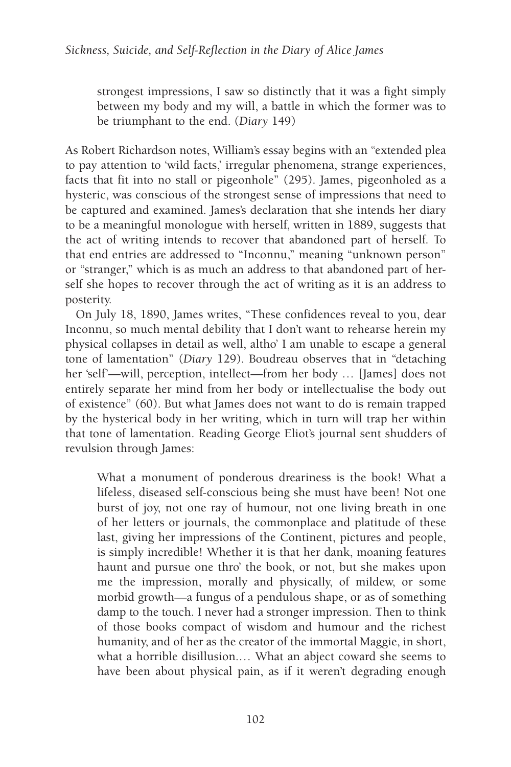> strongest impressions, I saw so distinctly that it was a fight simply between my body and my will, a battle in which the former was to be triumphant to the end. (*Diary* 149)

As Robert Richardson notes, William's essay begins with an "extended plea to pay attention to 'wild facts,' irregular phenomena, strange experiences, facts that fit into no stall or pigeonhole" (295). James, pigeonholed as a hysteric, was conscious of the strongest sense of impressions that need to be captured and examined. James's declaration that she intends her diary to be a meaningful monologue with herself, written in 1889, suggests that the act of writing intends to recover that abandoned part of herself. To that end entries are addressed to "Inconnu," meaning "unknown person" or "stranger," which is as much an address to that abandoned part of herself she hopes to recover through the act of writing as it is an address to posterity.

On July 18, 1890, James writes, "These confidences reveal to you, dear Inconnu, so much mental debility that I don't want to rehearse herein my physical collapses in detail as well, altho' I am unable to escape a general tone of lamentation" (*Diary* 129). Boudreau observes that in "detaching her 'self'—will, perception, intellect—from her body … [James] does not entirely separate her mind from her body or intellectualise the body out of existence" (60). But what James does not want to do is remain trapped by the hysterical body in her writing, which in turn will trap her within that tone of lamentation. Reading George Eliot's journal sent shudders of revulsion through James:

> What a monument of ponderous dreariness is the book! What a lifeless, diseased self-conscious being she must have been! Not one burst of joy, not one ray of humour, not one living breath in one of her letters or journals, the commonplace and platitude of these last, giving her impressions of the Continent, pictures and people, is simply incredible! Whether it is that her dank, moaning features haunt and pursue one thro' the book, or not, but she makes upon me the impression, morally and physically, of mildew, or some morbid growth—a fungus of a pendulous shape, or as of something damp to the touch. I never had a stronger impression. Then to think of those books compact of wisdom and humour and the richest humanity, and of her as the creator of the immortal Maggie, in short, what a horrible disillusion.… What an abject coward she seems to have been about physical pain, as if it weren't degrading enough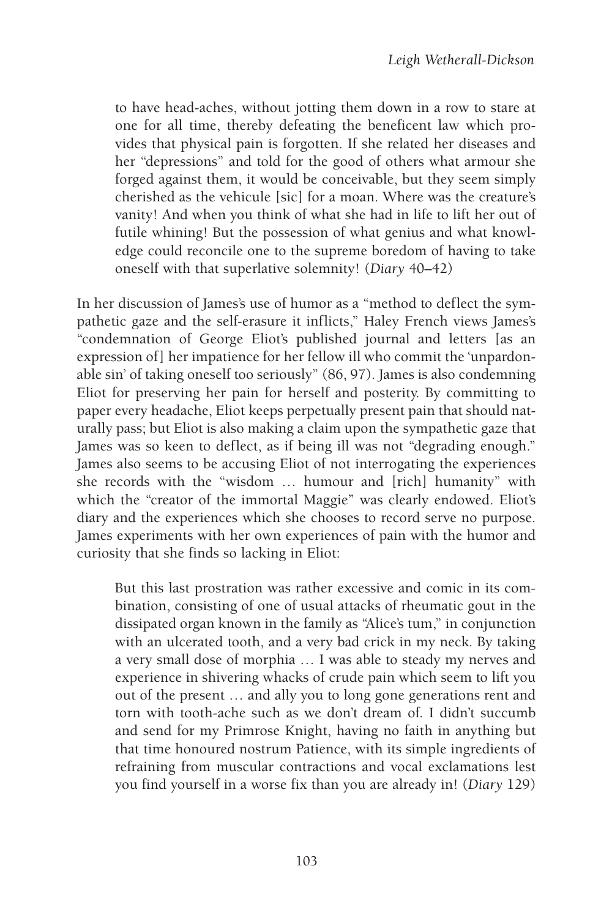> to have head-aches, without jotting them down in a row to stare at one for all time, thereby defeating the beneficent law which provides that physical pain is forgotten. If she related her diseases and her "depressions" and told for the good of others what armour she forged against them, it would be conceivable, but they seem simply cherished as the vehicule [sic] for a moan. Where was the creature's vanity! And when you think of what she had in life to lift her out of futile whining! But the possession of what genius and what knowledge could reconcile one to the supreme boredom of having to take oneself with that superlative solemnity! (*Diary* 40–42)

In her discussion of James's use of humor as a "method to deflect the sympathetic gaze and the self-erasure it inflicts," Haley French views James's "condemnation of George Eliot's published journal and letters [as an expression of] her impatience for her fellow ill who commit the 'unpardonable sin' of taking oneself too seriously" (86, 97). James is also condemning Eliot for preserving her pain for herself and posterity. By committing to paper every headache, Eliot keeps perpetually present pain that should naturally pass; but Eliot is also making a claim upon the sympathetic gaze that James was so keen to deflect, as if being ill was not "degrading enough." James also seems to be accusing Eliot of not interrogating the experiences she records with the "wisdom … humour and [rich] humanity" with which the "creator of the immortal Maggie" was clearly endowed. Eliot's diary and the experiences which she chooses to record serve no purpose. James experiments with her own experiences of pain with the humor and curiosity that she finds so lacking in Eliot:

> But this last prostration was rather excessive and comic in its combination, consisting of one of usual attacks of rheumatic gout in the dissipated organ known in the family as "Alice's tum," in conjunction with an ulcerated tooth, and a very bad crick in my neck. By taking a very small dose of morphia … I was able to steady my nerves and experience in shivering whacks of crude pain which seem to lift you out of the present … and ally you to long gone generations rent and torn with tooth-ache such as we don't dream of. I didn't succumb and send for my Primrose Knight, having no faith in anything but that time honoured nostrum Patience, with its simple ingredients of refraining from muscular contractions and vocal exclamations lest you find yourself in a worse fix than you are already in! (*Diary* 129)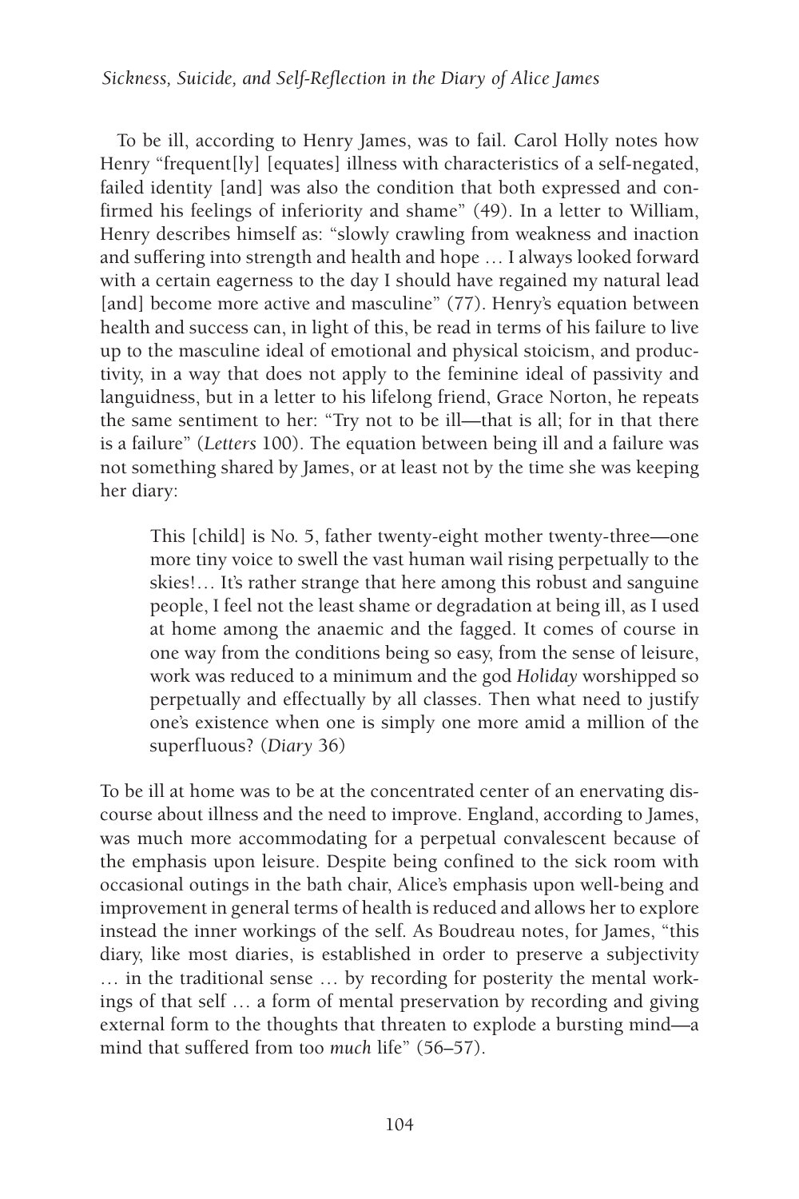To be ill, according to Henry James, was to fail. Carol Holly notes how Henry "frequent[ly] [equates] illness with characteristics of a self-negated, failed identity [and] was also the condition that both expressed and confirmed his feelings of inferiority and shame" (49). In a letter to William, Henry describes himself as: "slowly crawling from weakness and inaction and suffering into strength and health and hope … I always looked forward with a certain eagerness to the day I should have regained my natural lead [and] become more active and masculine" (77). Henry's equation between health and success can, in light of this, be read in terms of his failure to live up to the masculine ideal of emotional and physical stoicism, and productivity, in a way that does not apply to the feminine ideal of passivity and languidness, but in a letter to his lifelong friend, Grace Norton, he repeats the same sentiment to her: "Try not to be ill—that is all; for in that there is a failure" (*Letters* 100). The equation between being ill and a failure was not something shared by James, or at least not by the time she was keeping her diary:

> This [child] is No. 5, father twenty-eight mother twenty-three—one more tiny voice to swell the vast human wail rising perpetually to the skies!… It's rather strange that here among this robust and sanguine people, I feel not the least shame or degradation at being ill, as I used at home among the anaemic and the fagged. It comes of course in one way from the conditions being so easy, from the sense of leisure, work was reduced to a minimum and the god *Holiday* worshipped so perpetually and effectually by all classes. Then what need to justify one's existence when one is simply one more amid a million of the superfluous? (*Diary* 36)

To be ill at home was to be at the concentrated center of an enervating discourse about illness and the need to improve. England, according to James, was much more accommodating for a perpetual convalescent because of the emphasis upon leisure. Despite being confined to the sick room with occasional outings in the bath chair, Alice's emphasis upon well-being and improvement in general terms of health is reduced and allows her to explore instead the inner workings of the self. As Boudreau notes, for James, "this diary, like most diaries, is established in order to preserve a subjectivity … in the traditional sense … by recording for posterity the mental workings of that self … a form of mental preservation by recording and giving external form to the thoughts that threaten to explode a bursting mind—a mind that suffered from too *much* life" (56–57).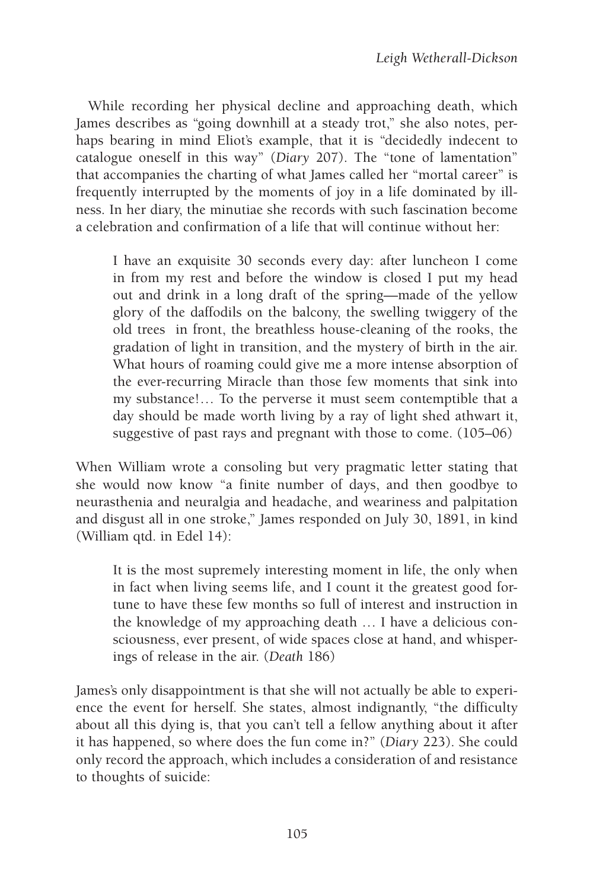While recording her physical decline and approaching death, which James describes as "going downhill at a steady trot," she also notes, perhaps bearing in mind Eliot's example, that it is "decidedly indecent to catalogue oneself in this way" (*Diary* 207). The "tone of lamentation" that accompanies the charting of what James called her "mortal career" is frequently interrupted by the moments of joy in a life dominated by illness. In her diary, the minutiae she records with such fascination become a celebration and confirmation of a life that will continue without her:

> I have an exquisite 30 seconds every day: after luncheon I come in from my rest and before the window is closed I put my head out and drink in a long draft of the spring—made of the yellow glory of the daffodils on the balcony, the swelling twiggery of the old trees in front, the breathless house-cleaning of the rooks, the gradation of light in transition, and the mystery of birth in the air. What hours of roaming could give me a more intense absorption of the ever-recurring Miracle than those few moments that sink into my substance!… To the perverse it must seem contemptible that a day should be made worth living by a ray of light shed athwart it, suggestive of past rays and pregnant with those to come. (105–06)

When William wrote a consoling but very pragmatic letter stating that she would now know "a finite number of days, and then goodbye to neurasthenia and neuralgia and headache, and weariness and palpitation and disgust all in one stroke," James responded on July 30, 1891, in kind (William qtd. in Edel 14):

> It is the most supremely interesting moment in life, the only when in fact when living seems life, and I count it the greatest good fortune to have these few months so full of interest and instruction in the knowledge of my approaching death … I have a delicious consciousness, ever present, of wide spaces close at hand, and whisperings of release in the air. (*Death* 186)

James's only disappointment is that she will not actually be able to experience the event for herself. She states, almost indignantly, "the difficulty about all this dying is, that you can't tell a fellow anything about it after it has happened, so where does the fun come in?" (*Diary* 223). She could only record the approach, which includes a consideration of and resistance to thoughts of suicide: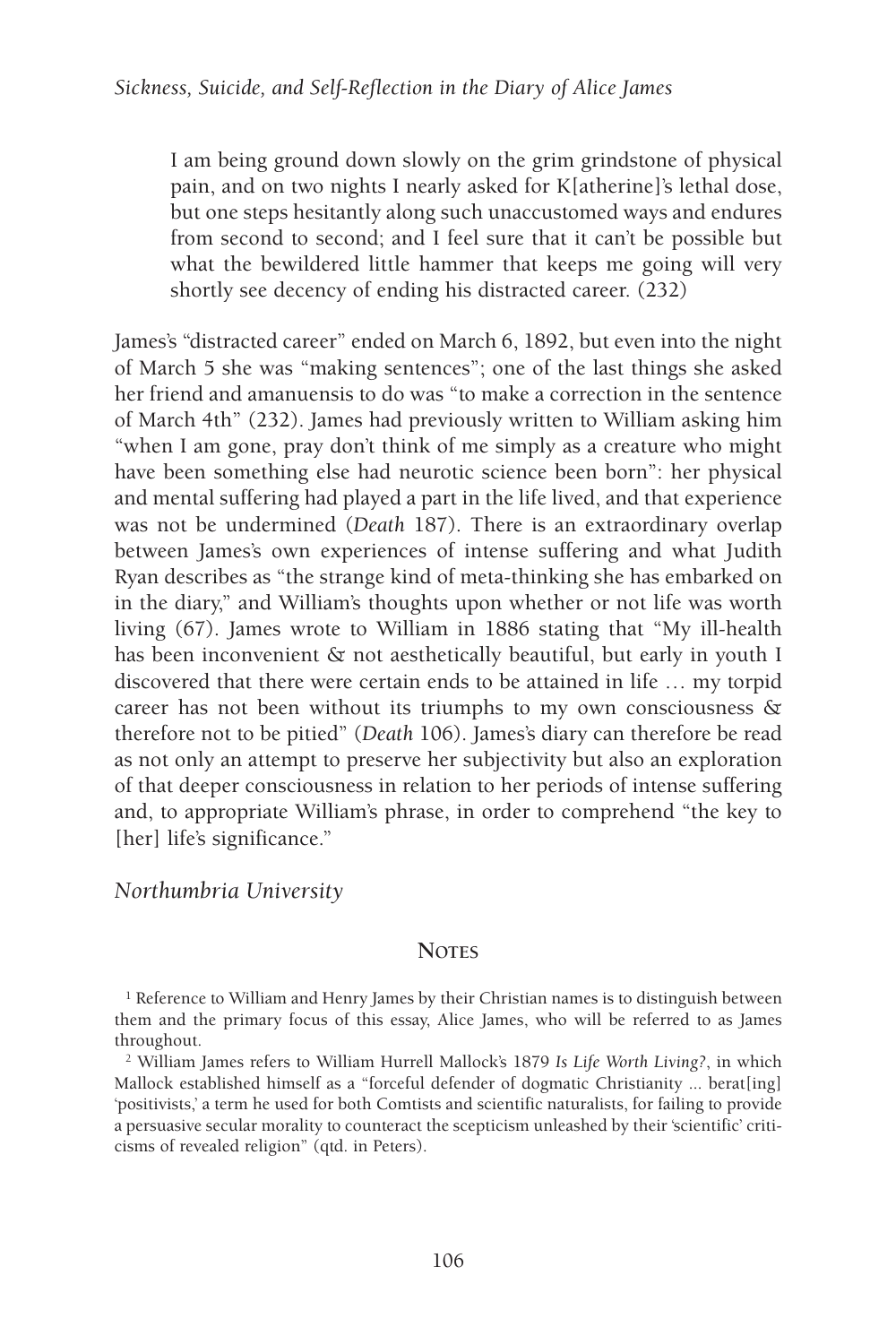> I am being ground down slowly on the grim grindstone of physical pain, and on two nights I nearly asked for K[atherine]'s lethal dose, but one steps hesitantly along such unaccustomed ways and endures from second to second; and I feel sure that it can't be possible but what the bewildered little hammer that keeps me going will very shortly see decency of ending his distracted career. (232)

James's "distracted career" ended on March 6, 1892, but even into the night of March 5 she was "making sentences"; one of the last things she asked her friend and amanuensis to do was "to make a correction in the sentence of March 4th" (232). James had previously written to William asking him "when I am gone, pray don't think of me simply as a creature who might have been something else had neurotic science been born": her physical and mental suffering had played a part in the life lived, and that experience was not be undermined (*Death* 187). There is an extraordinary overlap between James's own experiences of intense suffering and what Judith Ryan describes as "the strange kind of meta-thinking she has embarked on in the diary," and William's thoughts upon whether or not life was worth living (67). James wrote to William in 1886 stating that "My ill-health has been inconvenient & not aesthetically beautiful, but early in youth I discovered that there were certain ends to be attained in life … my torpid career has not been without its triumphs to my own consciousness & therefore not to be pitied" (*Death* 106). James's diary can therefore be read as not only an attempt to preserve her subjectivity but also an exploration of that deeper consciousness in relation to her periods of intense suffering and, to appropriate William's phrase, in order to comprehend "the key to [her] life's significance."

*Northumbria University*

## Notes

[1] Reference to William and Henry James by their Christian names is to distinguish between them and the primary focus of this essay, Alice James, who will be referred to as James throughout.

[2] William James refers to William Hurrell Mallock's 1879 *Is Life Worth Living?*, in which Mallock established himself as a "forceful defender of dogmatic Christianity ... berat[ing] 'positivists,' a term he used for both Comtists and scientific naturalists, for failing to provide a persuasive secular morality to counteract the scepticism unleashed by their 'scientific' criticisms of revealed religion" (qtd. in Peters).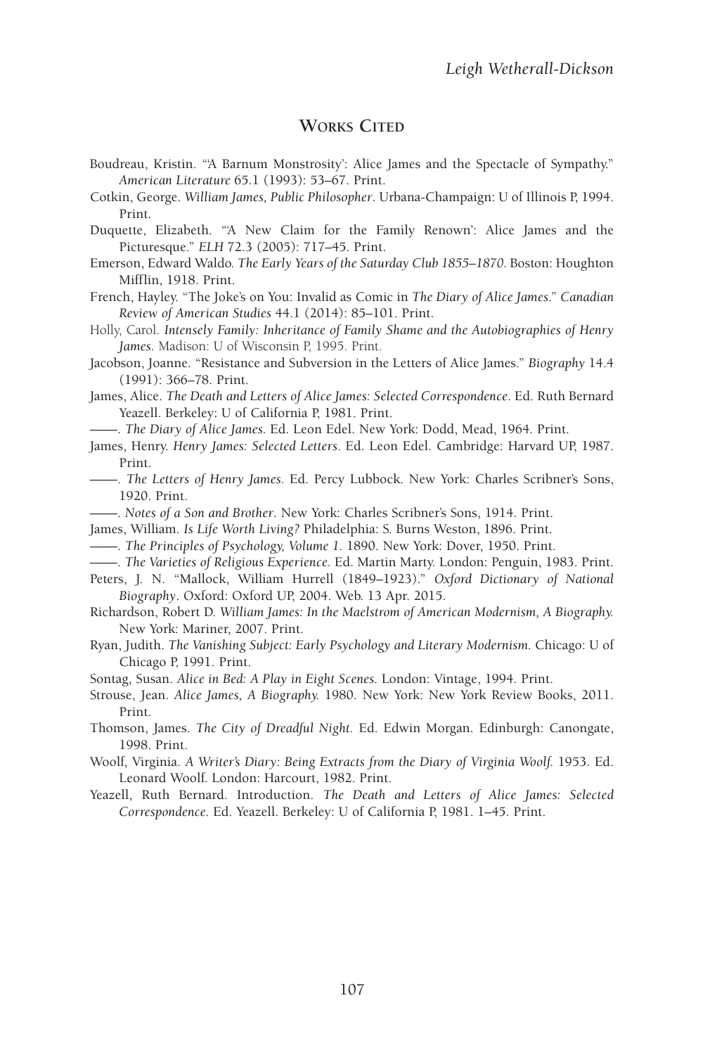## Works Cited

Boudreau, Kristin. "'A Barnum Monstrosity': Alice James and the Spectacle of Sympathy." *American Literature* 65.1 (1993): 53–67. Print.

Cotkin, George. *William James, Public Philosopher*. Urbana-Champaign: U of Illinois P, 1994. Print.

Duquette, Elizabeth. "'A New Claim for the Family Renown': Alice James and the Picturesque." *ELH* 72.3 (2005): 717–45. Print.

Emerson, Edward Waldo. *The Early Years of the Saturday Club 1855–1870*. Boston: Houghton Mifflin, 1918. Print.

French, Hayley. "The Joke's on You: Invalid as Comic in *The Diary of Alice James*." *Canadian Review of American Studies* 44.1 (2014): 85–101. Print.

Holly, Carol. *Intensely Family: Inheritance of Family Shame and the Autobiographies of Henry James*. Madison: U of Wisconsin P, 1995. Print.

Jacobson, Joanne. "Resistance and Subversion in the Letters of Alice James." *Biography* 14.4 (1991): 366–78. Print.

James, Alice. *The Death and Letters of Alice James: Selected Correspondence*. Ed. Ruth Bernard Yeazell. Berkeley: U of California P, 1981. Print.

——. *The Diary of Alice James*. Ed. Leon Edel. New York: Dodd, Mead, 1964. Print.

James, Henry. *Henry James: Selected Letters*. Ed. Leon Edel. Cambridge: Harvard UP, 1987. Print.

——. *The Letters of Henry James*. Ed. Percy Lubbock. New York: Charles Scribner's Sons, 1920. Print.

——. *Notes of a Son and Brother*. New York: Charles Scribner's Sons, 1914. Print.

James, William. *Is Life Worth Living?* Philadelphia: S. Burns Weston, 1896. Print.

——. *The Principles of Psychology, Volume 1*. 1890. New York: Dover, 1950. Print.

——. *The Varieties of Religious Experience*. Ed. Martin Marty. London: Penguin, 1983. Print.

Peters, J. N. "Mallock, William Hurrell (1849–1923)." *Oxford Dictionary of National Biography*. Oxford: Oxford UP, 2004. Web. 13 Apr. 2015.

Richardson, Robert D. *William James: In the Maelstrom of American Modernism, A Biography*. New York: Mariner, 2007. Print.

Ryan, Judith. *The Vanishing Subject: Early Psychology and Literary Modernism*. Chicago: U of Chicago P, 1991. Print.

Sontag, Susan. *Alice in Bed: A Play in Eight Scenes*. London: Vintage, 1994. Print.

Strouse, Jean. *Alice James, A Biography*. 1980. New York: New York Review Books, 2011. Print.

Thomson, James. *The City of Dreadful Night*. Ed. Edwin Morgan. Edinburgh: Canongate, 1998. Print.

Woolf, Virginia. *A Writer's Diary: Being Extracts from the Diary of Virginia Woolf*. 1953. Ed. Leonard Woolf. London: Harcourt, 1982. Print.

Yeazell, Ruth Bernard. Introduction. *The Death and Letters of Alice James: Selected Correspondence*. Ed. Yeazell. Berkeley: U of California P, 1981. 1–45. Print.